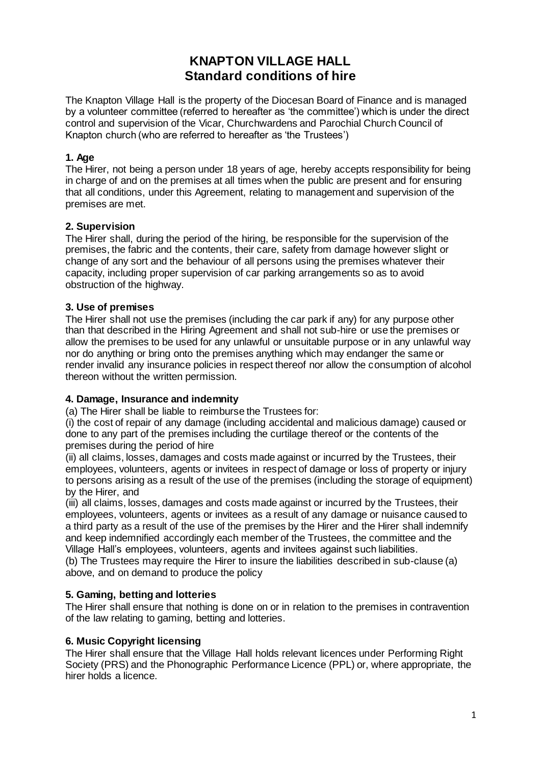# KNAPTON VILLAGE HALL
## Standard conditions of hire

The Knapton Village Hall is the property of the Diocesan Board of Finance and is managed by a volunteer committee (referred to hereafter as 'the committee') which is under the direct control and supervision of the Vicar, Churchwardens and Parochial Church Council of Knapton church (who are referred to hereafter as 'the Trustees')

### 1. Age

The Hirer, not being a person under 18 years of age, hereby accepts responsibility for being in charge of and on the premises at all times when the public are present and for ensuring that all conditions, under this Agreement, relating to management and supervision of the premises are met.

### 2. Supervision

The Hirer shall, during the period of the hiring, be responsible for the supervision of the premises, the fabric and the contents, their care, safety from damage however slight or change of any sort and the behaviour of all persons using the premises whatever their capacity, including proper supervision of car parking arrangements so as to avoid obstruction of the highway.

### 3. Use of premises

The Hirer shall not use the premises (including the car park if any) for any purpose other than that described in the Hiring Agreement and shall not sub-hire or use the premises or allow the premises to be used for any unlawful or unsuitable purpose or in any unlawful way nor do anything or bring onto the premises anything which may endanger the same or render invalid any insurance policies in respect thereof nor allow the consumption of alcohol thereon without the written permission.

### 4. Damage, Insurance and indemnity

(a) The Hirer shall be liable to reimburse the Trustees for:

(i) the cost of repair of any damage (including accidental and malicious damage) caused or done to any part of the premises including the curtilage thereof or the contents of the premises during the period of hire

(ii) all claims, losses, damages and costs made against or incurred by the Trustees, their employees, volunteers, agents or invitees in respect of damage or loss of property or injury to persons arising as a result of the use of the premises (including the storage of equipment) by the Hirer, and

(iii) all claims, losses, damages and costs made against or incurred by the Trustees, their employees, volunteers, agents or invitees as a result of any damage or nuisance caused to a third party as a result of the use of the premises by the Hirer and the Hirer shall indemnify and keep indemnified accordingly each member of the Trustees, the committee and the Village Hall's employees, volunteers, agents and invitees against such liabilities.

(b) The Trustees may require the Hirer to insure the liabilities described in sub-clause (a) above, and on demand to produce the policy

### 5. Gaming, betting and lotteries

The Hirer shall ensure that nothing is done on or in relation to the premises in contravention of the law relating to gaming, betting and lotteries.

### 6. Music Copyright licensing

The Hirer shall ensure that the Village Hall holds relevant licences under Performing Right Society (PRS) and the Phonographic Performance Licence (PPL) or, where appropriate, the hirer holds a licence.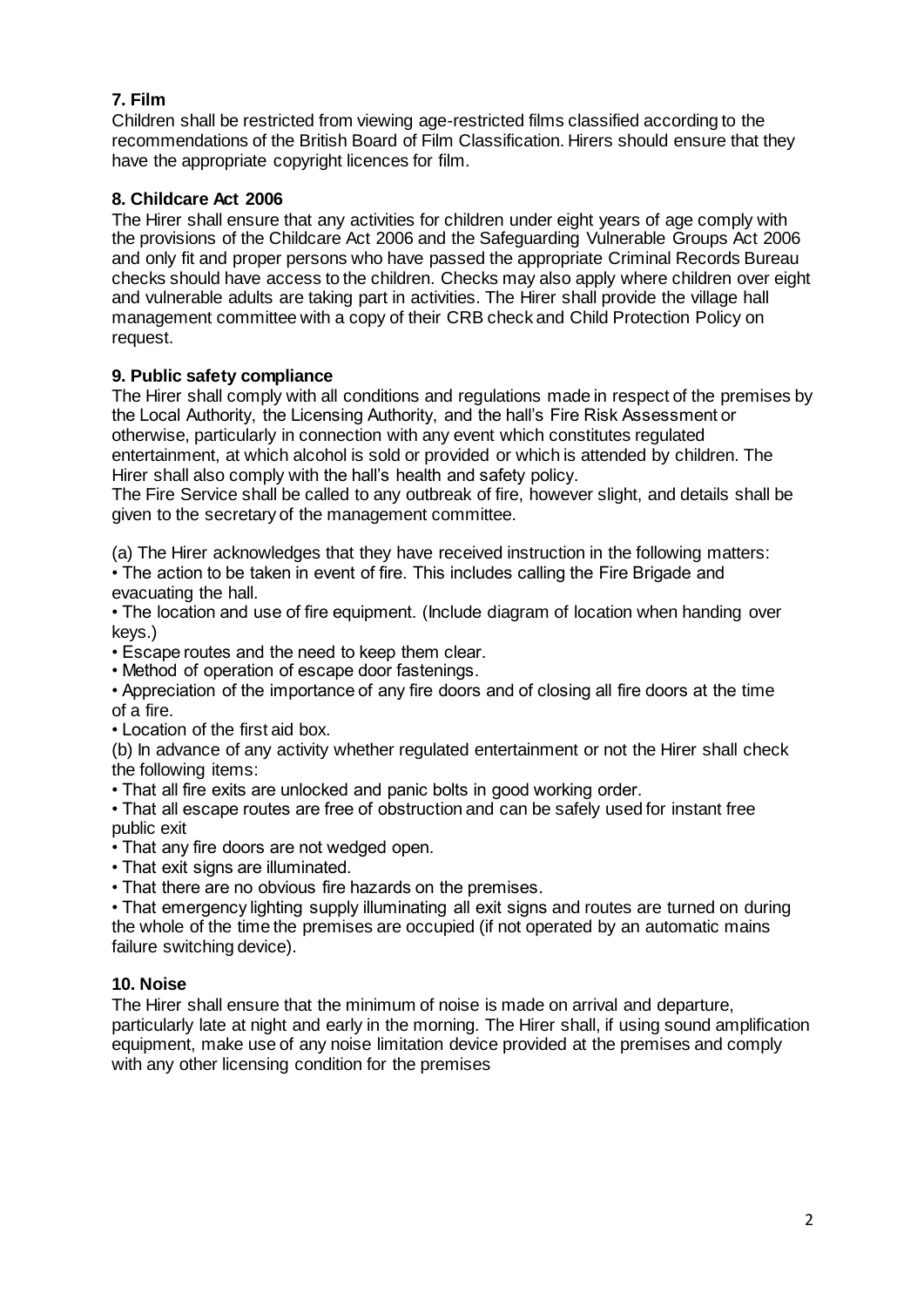### 7. Film

Children shall be restricted from viewing age-restricted films classified according to the recommendations of the British Board of Film Classification. Hirers should ensure that they have the appropriate copyright licences for film.

### 8. Childcare Act 2006

The Hirer shall ensure that any activities for children under eight years of age comply with the provisions of the Childcare Act 2006 and the Safeguarding Vulnerable Groups Act 2006 and only fit and proper persons who have passed the appropriate Criminal Records Bureau checks should have access to the children. Checks may also apply where children over eight and vulnerable adults are taking part in activities. The Hirer shall provide the village hall management committee with a copy of their CRB check and Child Protection Policy on request.

### 9. Public safety compliance

The Hirer shall comply with all conditions and regulations made in respect of the premises by the Local Authority, the Licensing Authority, and the hall's Fire Risk Assessment or otherwise, particularly in connection with any event which constitutes regulated entertainment, at which alcohol is sold or provided or which is attended by children. The Hirer shall also comply with the hall's health and safety policy.

The Fire Service shall be called to any outbreak of fire, however slight, and details shall be given to the secretary of the management committee.

(a) The Hirer acknowledges that they have received instruction in the following matters:

- The action to be taken in event of fire. This includes calling the Fire Brigade and evacuating the hall.
- The location and use of fire equipment. (Include diagram of location when handing over keys.)
- Escape routes and the need to keep them clear.
- Method of operation of escape door fastenings.
- Appreciation of the importance of any fire doors and of closing all fire doors at the time of a fire.
- Location of the first aid box.

(b) In advance of any activity whether regulated entertainment or not the Hirer shall check the following items:

- That all fire exits are unlocked and panic bolts in good working order.
- That all escape routes are free of obstruction and can be safely used for instant free public exit
- That any fire doors are not wedged open.
- That exit signs are illuminated.
- That there are no obvious fire hazards on the premises.
- That emergency lighting supply illuminating all exit signs and routes are turned on during the whole of the time the premises are occupied (if not operated by an automatic mains failure switching device).

### 10. Noise

The Hirer shall ensure that the minimum of noise is made on arrival and departure, particularly late at night and early in the morning. The Hirer shall, if using sound amplification equipment, make use of any noise limitation device provided at the premises and comply with any other licensing condition for the premises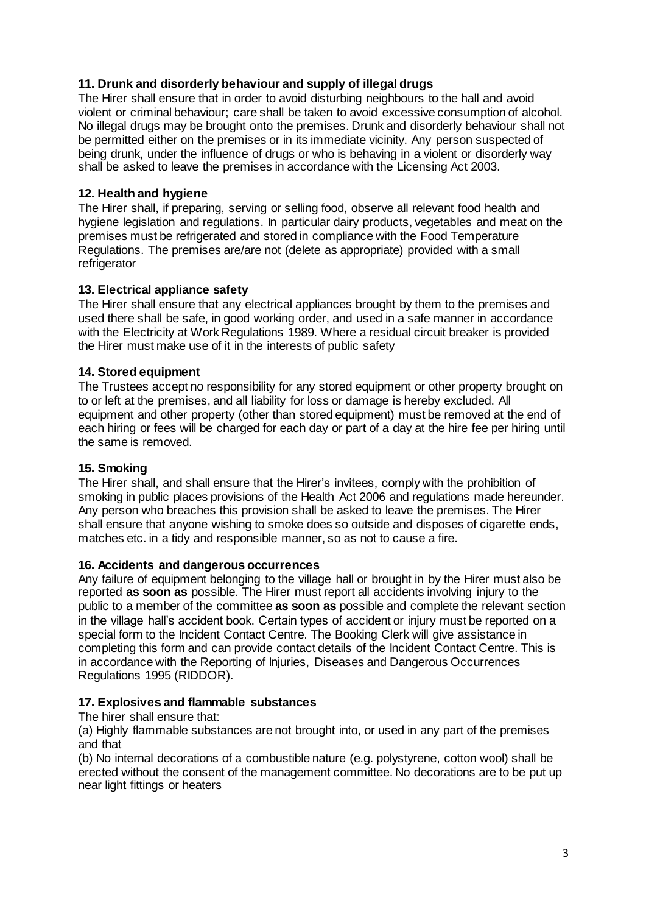### 11. Drunk and disorderly behaviour and supply of illegal drugs

The Hirer shall ensure that in order to avoid disturbing neighbours to the hall and avoid violent or criminal behaviour; care shall be taken to avoid excessive consumption of alcohol. No illegal drugs may be brought onto the premises. Drunk and disorderly behaviour shall not be permitted either on the premises or in its immediate vicinity. Any person suspected of being drunk, under the influence of drugs or who is behaving in a violent or disorderly way shall be asked to leave the premises in accordance with the Licensing Act 2003.

### 12. Health and hygiene

The Hirer shall, if preparing, serving or selling food, observe all relevant food health and hygiene legislation and regulations. In particular dairy products, vegetables and meat on the premises must be refrigerated and stored in compliance with the Food Temperature Regulations. The premises are/are not (delete as appropriate) provided with a small refrigerator

### 13. Electrical appliance safety

The Hirer shall ensure that any electrical appliances brought by them to the premises and used there shall be safe, in good working order, and used in a safe manner in accordance with the Electricity at Work Regulations 1989. Where a residual circuit breaker is provided the Hirer must make use of it in the interests of public safety

### 14. Stored equipment

The Trustees accept no responsibility for any stored equipment or other property brought on to or left at the premises, and all liability for loss or damage is hereby excluded. All equipment and other property (other than stored equipment) must be removed at the end of each hiring or fees will be charged for each day or part of a day at the hire fee per hiring until the same is removed.

### 15. Smoking

The Hirer shall, and shall ensure that the Hirer's invitees, comply with the prohibition of smoking in public places provisions of the Health Act 2006 and regulations made hereunder. Any person who breaches this provision shall be asked to leave the premises. The Hirer shall ensure that anyone wishing to smoke does so outside and disposes of cigarette ends, matches etc. in a tidy and responsible manner, so as not to cause a fire.

### 16. Accidents and dangerous occurrences

Any failure of equipment belonging to the village hall or brought in by the Hirer must also be reported **as soon as** possible. The Hirer must report all accidents involving injury to the public to a member of the committee **as soon as** possible and complete the relevant section in the village hall's accident book. Certain types of accident or injury must be reported on a special form to the Incident Contact Centre. The Booking Clerk will give assistance in completing this form and can provide contact details of the Incident Contact Centre. This is in accordance with the Reporting of Injuries, Diseases and Dangerous Occurrences Regulations 1995 (RIDDOR).

### 17. Explosives and flammable substances

The hirer shall ensure that:

(a) Highly flammable substances are not brought into, or used in any part of the premises and that

(b) No internal decorations of a combustible nature (e.g. polystyrene, cotton wool) shall be erected without the consent of the management committee. No decorations are to be put up near light fittings or heaters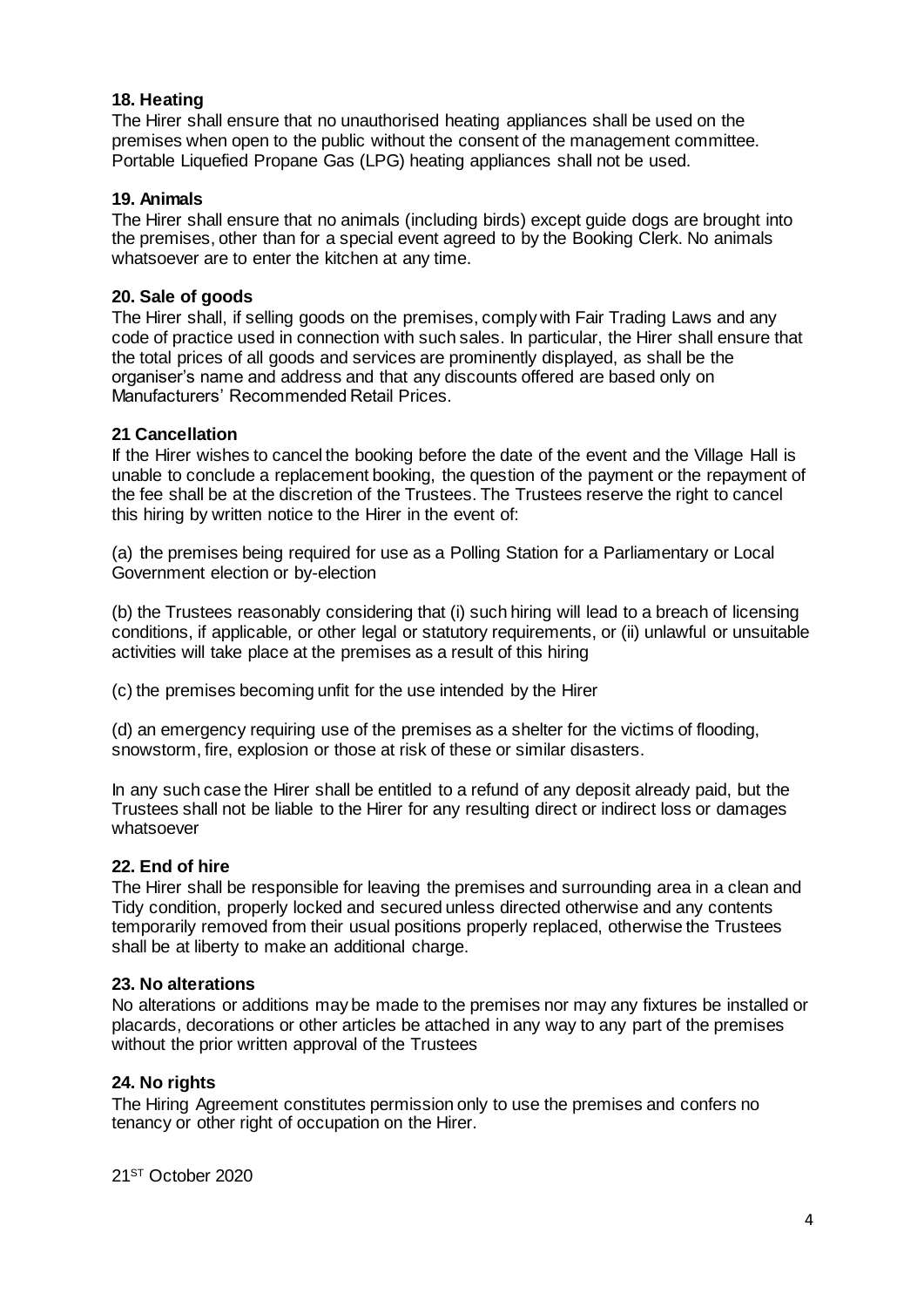**18. Heating**

The Hirer shall ensure that no unauthorised heating appliances shall be used on the premises when open to the public without the consent of the management committee. Portable Liquefied Propane Gas (LPG) heating appliances shall not be used.

**19. Animals**

The Hirer shall ensure that no animals (including birds) except guide dogs are brought into the premises, other than for a special event agreed to by the Booking Clerk. No animals whatsoever are to enter the kitchen at any time.

**20. Sale of goods**

The Hirer shall, if selling goods on the premises, comply with Fair Trading Laws and any code of practice used in connection with such sales. In particular, the Hirer shall ensure that the total prices of all goods and services are prominently displayed, as shall be the organiser's name and address and that any discounts offered are based only on Manufacturers' Recommended Retail Prices.

**21 Cancellation**

If the Hirer wishes to cancel the booking before the date of the event and the Village Hall is unable to conclude a replacement booking, the question of the payment or the repayment of the fee shall be at the discretion of the Trustees. The Trustees reserve the right to cancel this hiring by written notice to the Hirer in the event of:

(a) the premises being required for use as a Polling Station for a Parliamentary or Local Government election or by-election

(b) the Trustees reasonably considering that (i) such hiring will lead to a breach of licensing conditions, if applicable, or other legal or statutory requirements, or (ii) unlawful or unsuitable activities will take place at the premises as a result of this hiring

(c) the premises becoming unfit for the use intended by the Hirer

(d) an emergency requiring use of the premises as a shelter for the victims of flooding, snowstorm, fire, explosion or those at risk of these or similar disasters.

In any such case the Hirer shall be entitled to a refund of any deposit already paid, but the Trustees shall not be liable to the Hirer for any resulting direct or indirect loss or damages whatsoever

**22. End of hire**

The Hirer shall be responsible for leaving the premises and surrounding area in a clean and Tidy condition, properly locked and secured unless directed otherwise and any contents temporarily removed from their usual positions properly replaced, otherwise the Trustees shall be at liberty to make an additional charge.

**23. No alterations**

No alterations or additions may be made to the premises nor may any fixtures be installed or placards, decorations or other articles be attached in any way to any part of the premises without the prior written approval of the Trustees

**24. No rights**

The Hiring Agreement constitutes permission only to use the premises and confers no tenancy or other right of occupation on the Hirer.

21ST October 2020